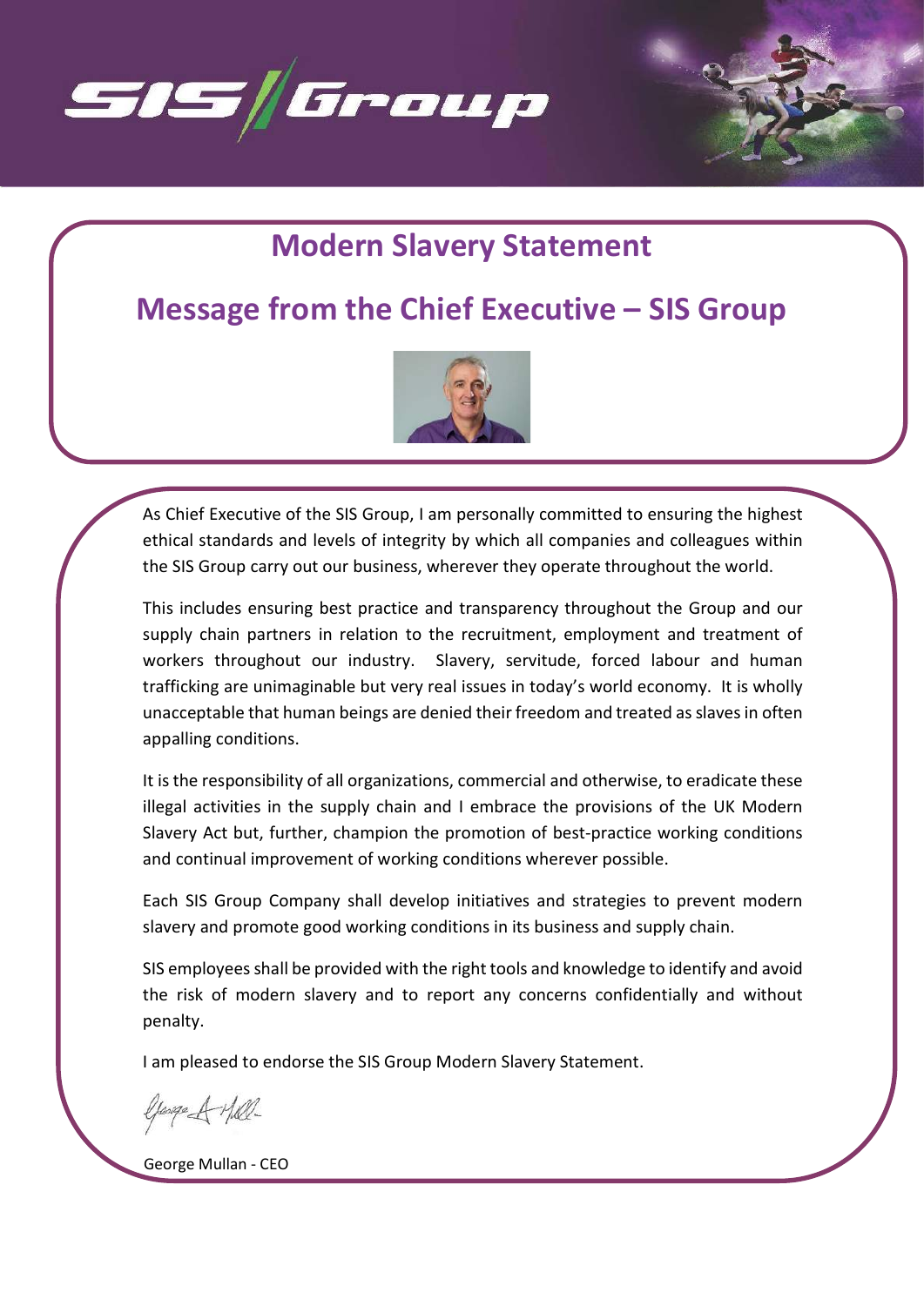# Modern Slavery Statement

## Message from the Chief Executive – SIS Group

As Chief Executive of the SIS Group, I am personally committed to ensuring the highest ethical standards and levels of integrity by which all companies and colleagues within the SIS Group carry out our business, wherever they operate throughout the world.

This includes ensuring best practice and transparency throughout the Group and our supply chain partners in relation to the recruitment, employment and treatment of workers throughout our industry. Slavery, servitude, forced labour and human trafficking are unimaginable but very real issues in today's world economy. It is wholly unacceptable that human beings are denied their freedom and treated as slaves in often appalling conditions.

It is the responsibility of all organizations, commercial and otherwise, to eradicate these illegal activities in the supply chain and I embrace the provisions of the UK Modern Slavery Act but, further, champion the promotion of best-practice working conditions and continual improvement of working conditions wherever possible.

Each SIS Group Company shall develop initiatives and strategies to prevent modern slavery and promote good working conditions in its business and supply chain.

SIS employees shall be provided with the right tools and knowledge to identify and avoid the risk of modern slavery and to report any concerns confidentially and without penalty.

I am pleased to endorse the SIS Group Modern Slavery Statement.

George Mullan - CEO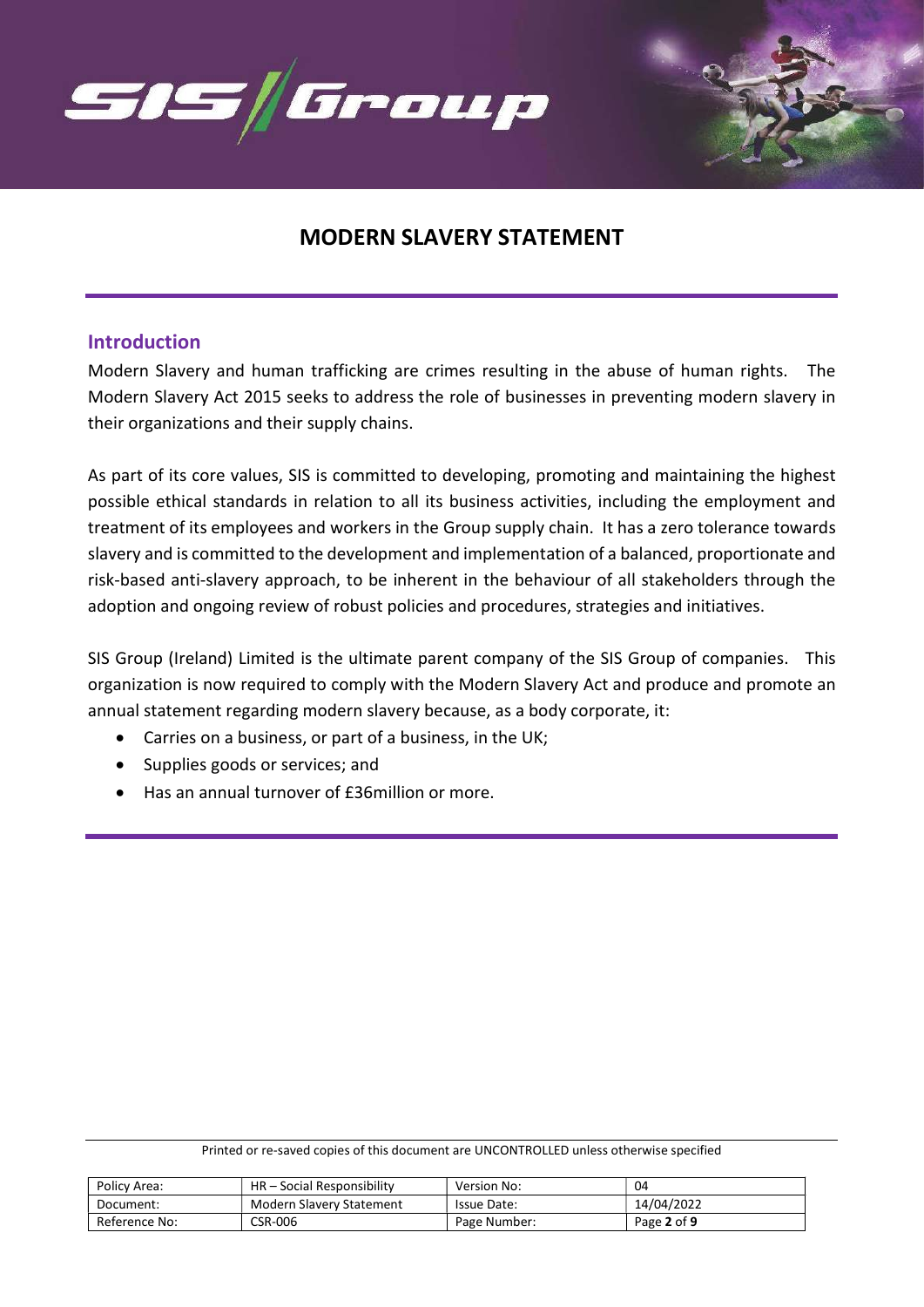# MODERN SLAVERY STATEMENT

## Introduction

Modern Slavery and human trafficking are crimes resulting in the abuse of human rights. The Modern Slavery Act 2015 seeks to address the role of businesses in preventing modern slavery in their organizations and their supply chains.

As part of its core values, SIS is committed to developing, promoting and maintaining the highest possible ethical standards in relation to all its business activities, including the employment and treatment of its employees and workers in the Group supply chain. It has a zero tolerance towards slavery and is committed to the development and implementation of a balanced, proportionate and risk-based anti-slavery approach, to be inherent in the behaviour of all stakeholders through the adoption and ongoing review of robust policies and procedures, strategies and initiatives.

SIS Group (Ireland) Limited is the ultimate parent company of the SIS Group of companies. This organization is now required to comply with the Modern Slavery Act and produce and promote an annual statement regarding modern slavery because, as a body corporate, it:

- Carries on a business, or part of a business, in the UK;
- Supplies goods or services; and
- Has an annual turnover of £36million or more.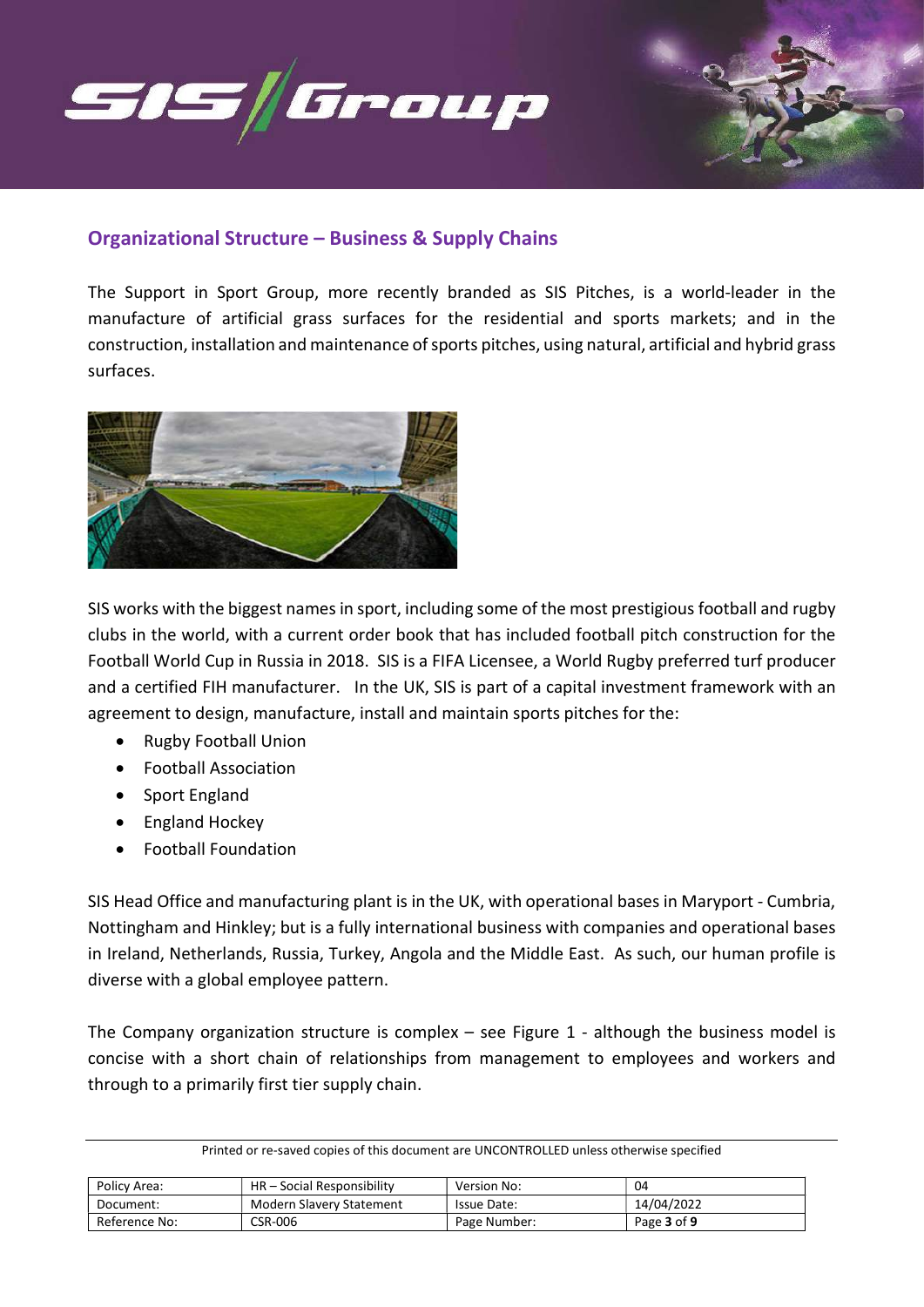## Organizational Structure – Business & Supply Chains

The Support in Sport Group, more recently branded as SIS Pitches, is a world-leader in the manufacture of artificial grass surfaces for the residential and sports markets; and in the construction, installation and maintenance of sports pitches, using natural, artificial and hybrid grass surfaces.

SIS works with the biggest names in sport, including some of the most prestigious football and rugby clubs in the world, with a current order book that has included football pitch construction for the Football World Cup in Russia in 2018. SIS is a FIFA Licensee, a World Rugby preferred turf producer and a certified FIH manufacturer. In the UK, SIS is part of a capital investment framework with an agreement to design, manufacture, install and maintain sports pitches for the:

- Rugby Football Union
- Football Association
- Sport England
- England Hockey
- Football Foundation

SIS Head Office and manufacturing plant is in the UK, with operational bases in Maryport - Cumbria, Nottingham and Hinkley; but is a fully international business with companies and operational bases in Ireland, Netherlands, Russia, Turkey, Angola and the Middle East. As such, our human profile is diverse with a global employee pattern.

The Company organization structure is complex – see Figure 1 - although the business model is concise with a short chain of relationships from management to employees and workers and through to a primarily first tier supply chain.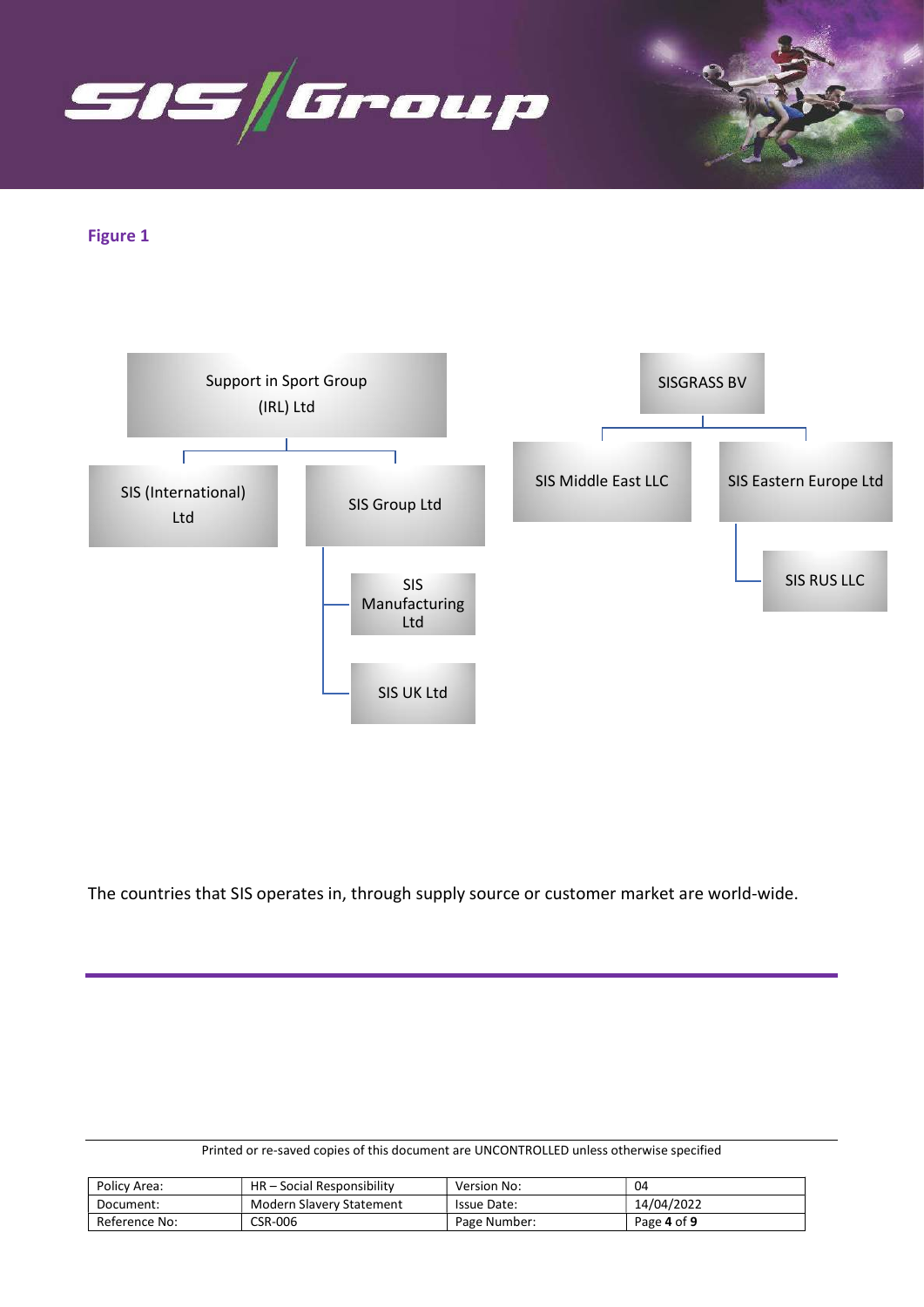**Figure 1**

- Support in Sport Group (IRL) Ltd
  - SIS (International) Ltd
  - SIS Group Ltd
    - SIS Manufacturing Ltd
    - SIS UK Ltd

- SISGRASS BV
  - SIS Middle East LLC
  - SIS Eastern Europe Ltd
    - SIS RUS LLC

The countries that SIS operates in, through supply source or customer market are world-wide.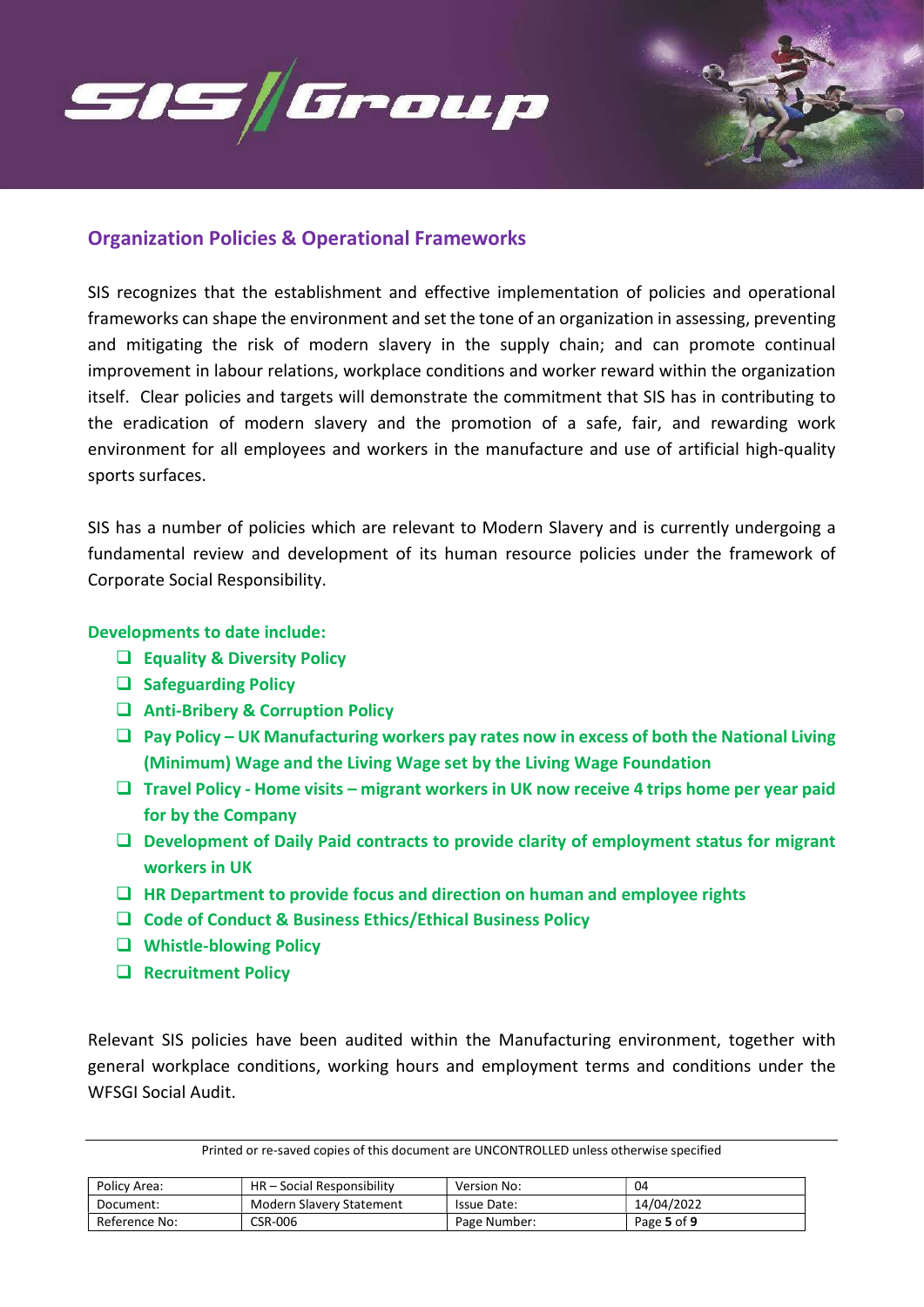## Organization Policies & Operational Frameworks

SIS recognizes that the establishment and effective implementation of policies and operational frameworks can shape the environment and set the tone of an organization in assessing, preventing and mitigating the risk of modern slavery in the supply chain; and can promote continual improvement in labour relations, workplace conditions and worker reward within the organization itself. Clear policies and targets will demonstrate the commitment that SIS has in contributing to the eradication of modern slavery and the promotion of a safe, fair, and rewarding work environment for all employees and workers in the manufacture and use of artificial high-quality sports surfaces.

SIS has a number of policies which are relevant to Modern Slavery and is currently undergoing a fundamental review and development of its human resource policies under the framework of Corporate Social Responsibility.

**Developments to date include:**

- **Equality & Diversity Policy**
- **Safeguarding Policy**
- **Anti-Bribery & Corruption Policy**
- **Pay Policy – UK Manufacturing workers pay rates now in excess of both the National Living (Minimum) Wage and the Living Wage set by the Living Wage Foundation**
- **Travel Policy - Home visits – migrant workers in UK now receive 4 trips home per year paid for by the Company**
- **Development of Daily Paid contracts to provide clarity of employment status for migrant workers in UK**
- **HR Department to provide focus and direction on human and employee rights**
- **Code of Conduct & Business Ethics/Ethical Business Policy**
- **Whistle-blowing Policy**
- **Recruitment Policy**

Relevant SIS policies have been audited within the Manufacturing environment, together with general workplace conditions, working hours and employment terms and conditions under the WFSGI Social Audit.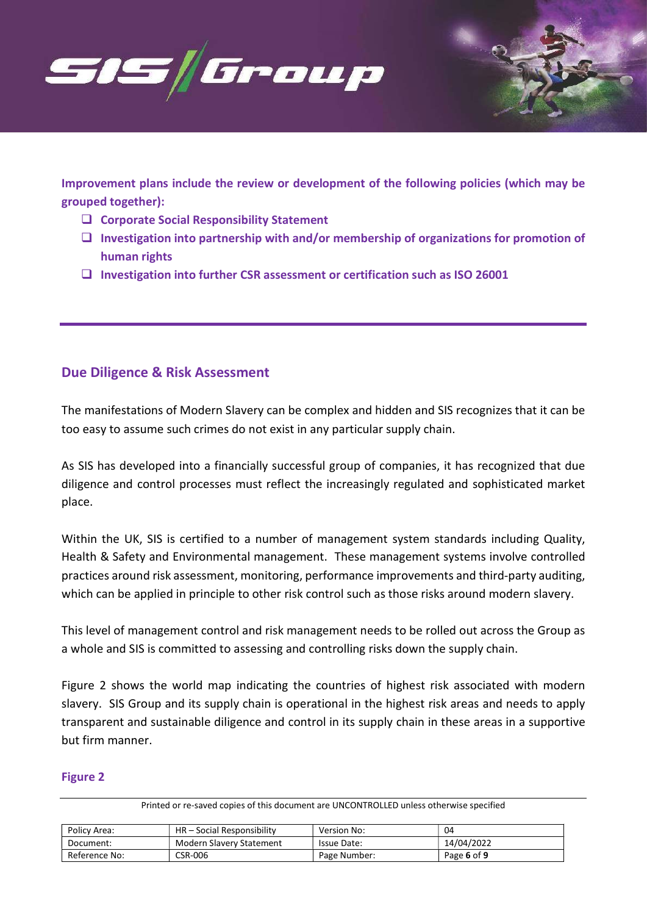**Improvement plans include the review or development of the following policies (which may be grouped together):**

- **Corporate Social Responsibility Statement**
- **Investigation into partnership with and/or membership of organizations for promotion of human rights**
- **Investigation into further CSR assessment or certification such as ISO 26001**

## Due Diligence & Risk Assessment

The manifestations of Modern Slavery can be complex and hidden and SIS recognizes that it can be too easy to assume such crimes do not exist in any particular supply chain.

As SIS has developed into a financially successful group of companies, it has recognized that due diligence and control processes must reflect the increasingly regulated and sophisticated market place.

Within the UK, SIS is certified to a number of management system standards including Quality, Health & Safety and Environmental management. These management systems involve controlled practices around risk assessment, monitoring, performance improvements and third-party auditing, which can be applied in principle to other risk control such as those risks around modern slavery.

This level of management control and risk management needs to be rolled out across the Group as a whole and SIS is committed to assessing and controlling risks down the supply chain.

Figure 2 shows the world map indicating the countries of highest risk associated with modern slavery. SIS Group and its supply chain is operational in the highest risk areas and needs to apply transparent and sustainable diligence and control in its supply chain in these areas in a supportive but firm manner.

**Figure 2**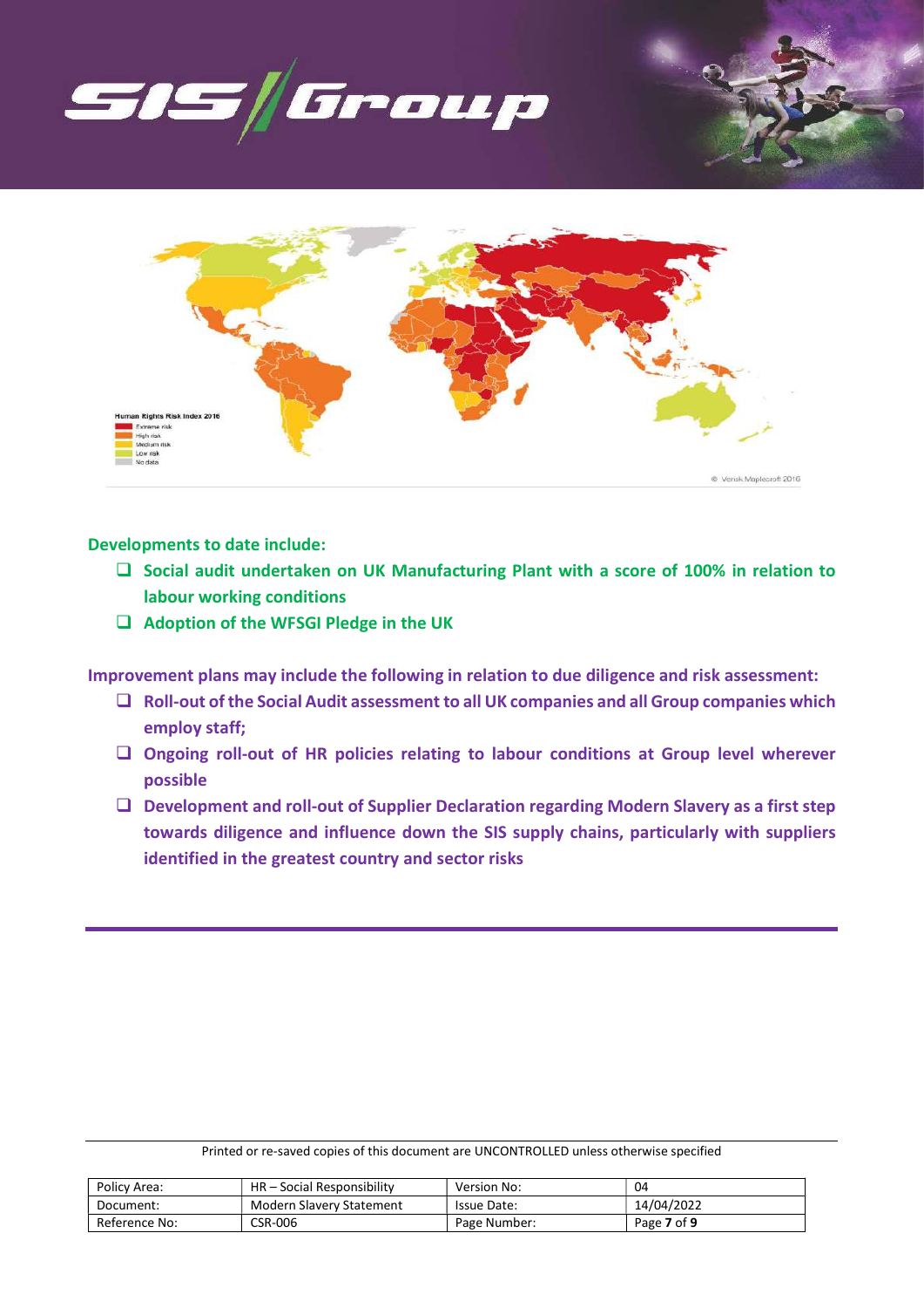**Developments to date include:**

- **Social audit undertaken on UK Manufacturing Plant with a score of 100% in relation to labour working conditions**
- **Adoption of the WFSGI Pledge in the UK**

**Improvement plans may include the following in relation to due diligence and risk assessment:**

- **Roll-out of the Social Audit assessment to all UK companies and all Group companies which employ staff;**
- **Ongoing roll-out of HR policies relating to labour conditions at Group level wherever possible**
- **Development and roll-out of Supplier Declaration regarding Modern Slavery as a first step towards diligence and influence down the SIS supply chains, particularly with suppliers identified in the greatest country and sector risks**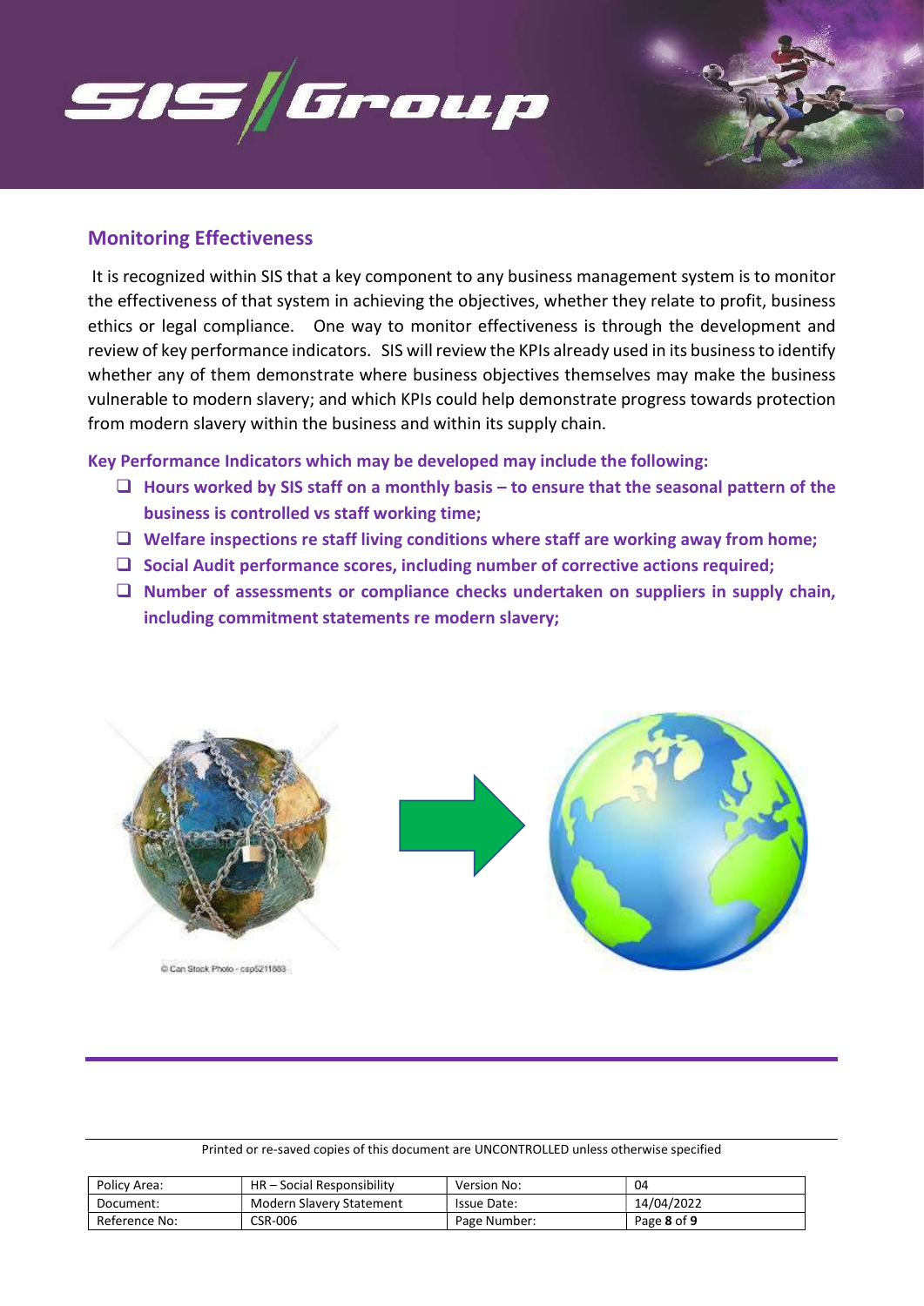## Monitoring Effectiveness

It is recognized within SIS that a key component to any business management system is to monitor the effectiveness of that system in achieving the objectives, whether they relate to profit, business ethics or legal compliance. One way to monitor effectiveness is through the development and review of key performance indicators. SIS will review the KPIs already used in its business to identify whether any of them demonstrate where business objectives themselves may make the business vulnerable to modern slavery; and which KPIs could help demonstrate progress towards protection from modern slavery within the business and within its supply chain.

**Key Performance Indicators which may be developed may include the following:**

- **Hours worked by SIS staff on a monthly basis – to ensure that the seasonal pattern of the business is controlled vs staff working time;**
- **Welfare inspections re staff living conditions where staff are working away from home;**
- **Social Audit performance scores, including number of corrective actions required;**
- **Number of assessments or compliance checks undertaken on suppliers in supply chain, including commitment statements re modern slavery;**

© Can Stock Photo - csp5211883

Printed or re-saved copies of this document are UNCONTROLLED unless otherwise specified

| Policy Area: | HR – Social Responsibility | Version No: | 04 |
|---|---|---|---|
| Document: | Modern Slavery Statement | Issue Date: | 14/04/2022 |
| Reference No: | CSR-006 | Page Number: | Page **8** of **9** |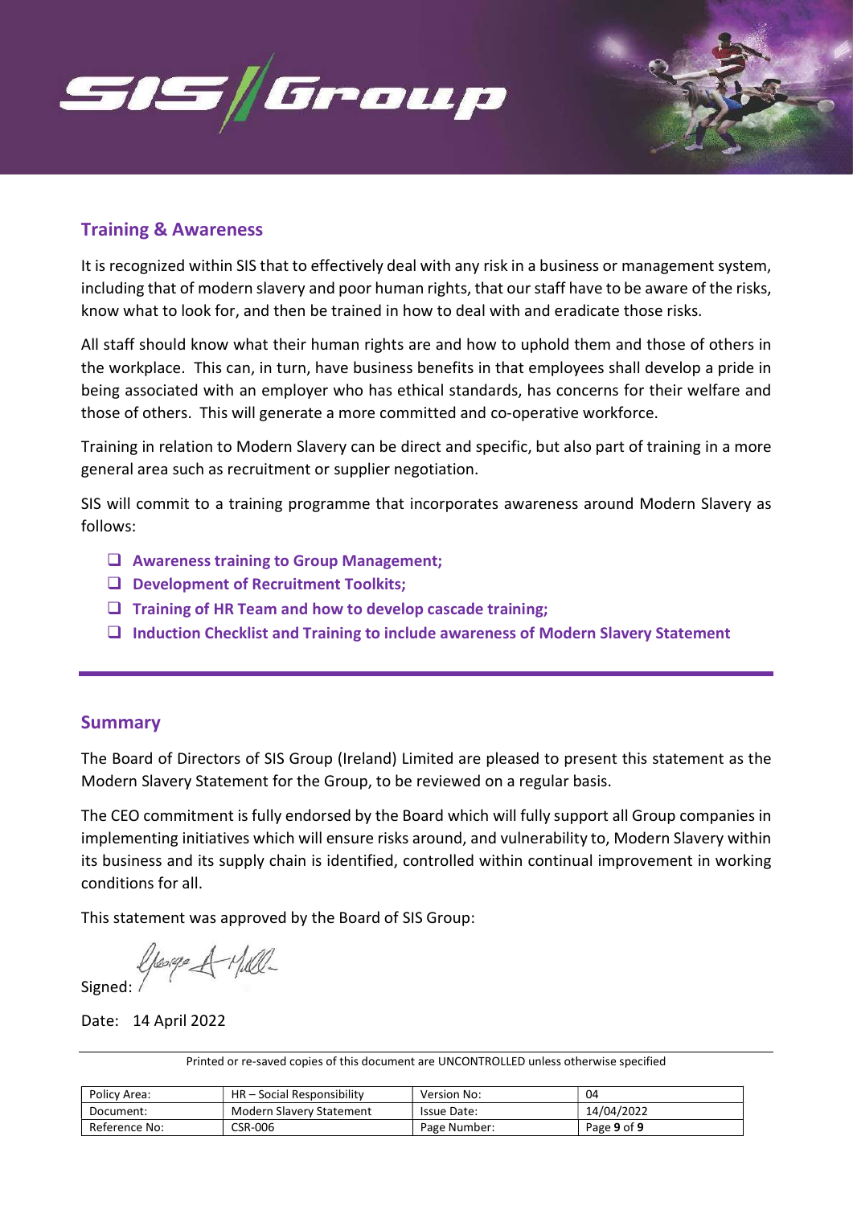## Training & Awareness

It is recognized within SIS that to effectively deal with any risk in a business or management system, including that of modern slavery and poor human rights, that our staff have to be aware of the risks, know what to look for, and then be trained in how to deal with and eradicate those risks.

All staff should know what their human rights are and how to uphold them and those of others in the workplace. This can, in turn, have business benefits in that employees shall develop a pride in being associated with an employer who has ethical standards, has concerns for their welfare and those of others. This will generate a more committed and co-operative workforce.

Training in relation to Modern Slavery can be direct and specific, but also part of training in a more general area such as recruitment or supplier negotiation.

SIS will commit to a training programme that incorporates awareness around Modern Slavery as follows:

- **Awareness training to Group Management;**
- **Development of Recruitment Toolkits;**
- **Training of HR Team and how to develop cascade training;**
- **Induction Checklist and Training to include awareness of Modern Slavery Statement**

---

## Summary

The Board of Directors of SIS Group (Ireland) Limited are pleased to present this statement as the Modern Slavery Statement for the Group, to be reviewed on a regular basis.

The CEO commitment is fully endorsed by the Board which will fully support all Group companies in implementing initiatives which will ensure risks around, and vulnerability to, Modern Slavery within its business and its supply chain is identified, controlled within continual improvement in working conditions for all.

This statement was approved by the Board of SIS Group:

Signed:

Date: 14 April 2022

Printed or re-saved copies of this document are UNCONTROLLED unless otherwise specified

| | | | |
|---|---|---|---|
| Policy Area: | HR – Social Responsibility | Version No: | 04 |
| Document: | Modern Slavery Statement | Issue Date: | 14/04/2022 |
| Reference No: | CSR-006 | Page Number: | Page **9** of **9** |